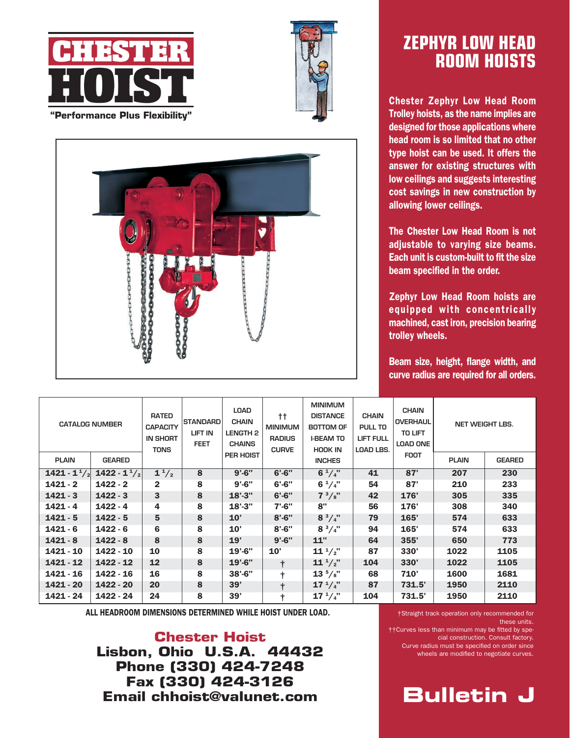# CHESTER HOIST

"Performance Plus Flexibility"

## ZEPHYR LOW HEAD ROOM HOISTS

**Chester Zephyr Low Head Room Trolley hoists, as the name implies are designed for those applications where head room is so limited that no other type hoist can be used. It offers the answer for existing structures with low ceilings and suggests interesting cost savings in new construction by allowing lower ceilings.**

**The Chester Low Head Room is not adjustable to varying size beams. Each unit is custom-built to fit the size beam specified in the order.**

**Zephyr Low Head Room hoists are equipped with concentrically machined, cast iron, precision bearing trolley wheels.**

**Beam size, height, flange width, and curve radius are required for all orders.**

| CATALOG NUMBER | | RATED CAPACITY IN SHORT TONS | STANDARD LIFT IN FEET | LOAD CHAIN LENGTH 2 CHAINS PER HOIST | †† MINIMUM RADIUS CURVE | MINIMUM DISTANCE BOTTOM OF I-BEAM TO HOOK IN INCHES | CHAIN PULL TO LIFT FULL LOAD LBS. | CHAIN OVERHAUL TO LIFT LOAD ONE FOOT | NET WEIGHT LBS. | |
|---|---|---|---|---|---|---|---|---|---|---|
| PLAIN | GEARED | | | | | | | | PLAIN | GEARED |
| 1421 - 1 1/2 | 1422 - 1 1/2 | 1 1/2 | 8 | 9'-6" | 6'-6" | 6 1/4" | 41 | 87' | 207 | 230 |
| 1421 - 2 | 1422 - 2 | 2 | 8 | 9'-6" | 6'-6" | 6 1/4" | 54 | 87' | 210 | 233 |
| 1421 - 3 | 1422 - 3 | 3 | 8 | 18'-3" | 6'-6" | 7 3/8" | 42 | 176' | 305 | 335 |
| 1421 - 4 | 1422 - 4 | 4 | 8 | 18'-3" | 7'-6" | 8" | 56 | 176' | 308 | 340 |
| 1421 - 5 | 1422 - 5 | 5 | 8 | 10' | 8'-6" | 8 3/4" | 79 | 165' | 574 | 633 |
| 1421 - 6 | 1422 - 6 | 6 | 8 | 10' | 8'-6" | 8 3/4" | 94 | 165' | 574 | 633 |
| 1421 - 8 | 1422 - 8 | 8 | 8 | 19' | 9'-6" | 11" | 64 | 355' | 650 | 773 |
| 1421 - 10 | 1422 - 10 | 10 | 8 | 19'-6" | 10' | 11 1/2" | 87 | 330' | 1022 | 1105 |
| 1421 - 12 | 1422 - 12 | 12 | 8 | 19'-6" | † | 11 1/2" | 104 | 330' | 1022 | 1105 |
| 1421 - 16 | 1422 - 16 | 16 | 8 | 38'-6" | † | 13 5/8" | 68 | 710' | 1600 | 1681 |
| 1421 - 20 | 1422 - 20 | 20 | 8 | 39' | † | 17 1/4" | 87 | 731.5' | 1950 | 2110 |
| 1421 - 24 | 1422 - 24 | 24 | 8 | 39' | † | 17 1/4" | 104 | 731.5' | 1950 | 2110 |

**ALL HEADROOM DIMENSIONS DETERMINED WHILE HOIST UNDER LOAD.**

†Straight track operation only recommended for these units.
††Curves less than minimum may be fitted by special construction. Consult factory.
Curve radius must be specified on order since wheels are modified to negotiate curves.

**Chester Hoist**
**Lisbon, Ohio U.S.A. 44432**
**Phone (330) 424-7248**
**Fax (330) 424-3126**
**Email chhoist@valunet.com**

## Bulletin J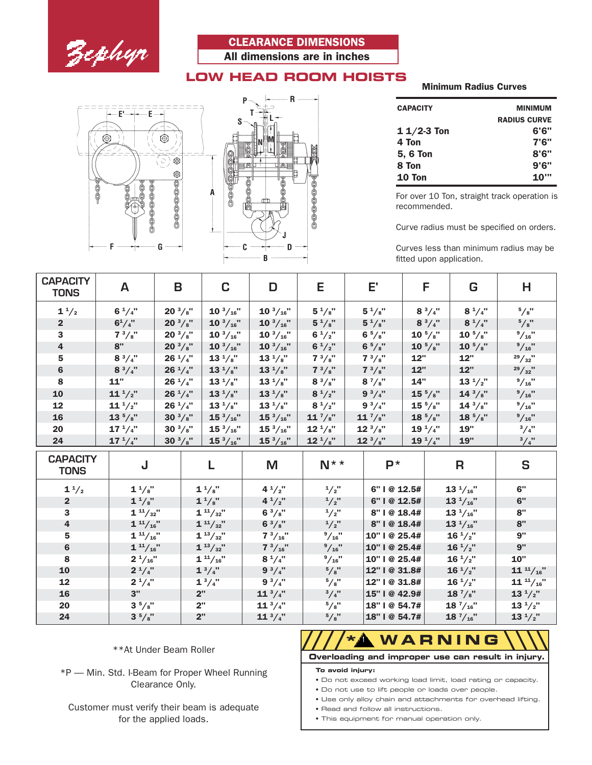Zephyr

**CLEARANCE DIMENSIONS**
**All dimensions are in inches**

## LOW HEAD ROOM HOISTS

P R T L S N M A F G C D J B E' E

**Minimum Radius Curves**

| CAPACITY | MINIMUM RADIUS CURVE |
|---|---|
| 1 1/2-3 Ton | 6'6" |
| 4 Ton | 7'6" |
| 5, 6 Ton | 8'6" |
| 8 Ton | 9'6" |
| 10 Ton | 10'" |

For over 10 Ton, straight track operation is recommended.

Curve radius must be specified on orders.

Curves less than minimum radius may be fitted upon application.

| CAPACITY TONS | A | B | C | D | E | E' | F | G | H |
|---|---|---|---|---|---|---|---|---|---|
| 1 1/2 | 6 1/4" | 20 3/8" | 10 3/16" | 10 3/16" | 5 1/8" | 5 1/8" | 8 3/4" | 8 1/4" | 5/8" |
| 2 | 6 1/4" | 20 3/8" | 10 3/16" | 10 3/16" | 5 1/8" | 5 1/8" | 8 3/4" | 8 1/4" | 5/8" |
| 3 | 7 3/8" | 20 3/8" | 10 3/16" | 10 3/16" | 6 1/2" | 6 5/8" | 10 5/8" | 10 5/8" | 9/16" |
| 4 | 8" | 20 3/8" | 10 3/16" | 10 3/16" | 6 1/2" | 6 5/8" | 10 5/8" | 10 5/8" | 9/16" |
| 5 | 8 3/4" | 26 1/4" | 13 1/8" | 13 1/8" | 7 3/8" | 7 3/8" | 12" | 12" | 29/32" |
| 6 | 8 3/4" | 26 1/4" | 13 1/8" | 13 1/8" | 7 3/8" | 7 3/8" | 12" | 12" | 29/32" |
| 8 | 11" | 26 1/4" | 13 1/8" | 13 1/8" | 8 3/8" | 8 7/8" | 14" | 13 1/2" | 9/16" |
| 10 | 11 1/2" | 26 1/4" | 13 1/8" | 13 1/8" | 8 1/2" | 9 3/4" | 15 5/8" | 14 3/8" | 9/16" |
| 12 | 11 1/2" | 26 1/4" | 13 1/8" | 13 1/8" | 8 1/2" | 9 3/4" | 15 5/8" | 14 3/8" | 9/16" |
| 16 | 13 5/8" | 30 3/8" | 15 3/16" | 15 3/16" | 11 7/8" | 11 7/8" | 18 5/8" | 18 5/8" | 9/16" |
| 20 | 17 1/4" | 30 3/8" | 15 3/16" | 15 3/16" | 12 1/8" | 12 3/8" | 19 1/4" | 19" | 3/4" |
| 24 | 17 1/4" | 30 3/8" | 15 3/16" | 15 3/16" | 12 1/8" | 12 3/8" | 19 1/4" | 19" | 3/4" |

| CAPACITY TONS | J | L | M | N** | P* | R | S |
|---|---|---|---|---|---|---|---|
| 1 1/2 | 1 1/8" | 1 1/8" | 4 1/2" | 1/2" | 6" I @ 12.5# | 13 1/16" | 6" |
| 2 | 1 1/8" | 1 1/8" | 4 1/2" | 1/2" | 6" I @ 12.5# | 13 1/16" | 6" |
| 3 | 1 11/32" | 1 11/32" | 6 3/8" | 1/2" | 8" I @ 18.4# | 13 1/16" | 8" |
| 4 | 1 11/16" | 1 11/32" | 6 3/8" | 1/2" | 8" I @ 18.4# | 13 1/16" | 8" |
| 5 | 1 11/16" | 1 13/32" | 7 3/16" | 9/16" | 10" I @ 25.4# | 16 1/2" | 9" |
| 6 | 1 11/16" | 1 13/32" | 7 3/16" | 9/16" | 10" I @ 25.4# | 16 1/2" | 9" |
| 8 | 2 1/16" | 1 11/16" | 8 1/4" | 9/16" | 10" I @ 25.4# | 16 1/2" | 10" |
| 10 | 2 1/4" | 1 3/4" | 9 3/4" | 5/8" | 12" I @ 31.8# | 16 1/2" | 11 11/16" |
| 12 | 2 1/4" | 1 3/4" | 9 3/4" | 5/8" | 12" I @ 31.8# | 16 1/2" | 11 11/16" |
| 16 | 3" | 2" | 11 3/4" | 3/4" | 15" I @ 42.9# | 18 7/8" | 13 1/2" |
| 20 | 3 5/8" | 2" | 11 3/4" | 5/8" | 18" I @ 54.7# | 18 7/16" | 13 1/2" |
| 24 | 3 5/8" | 2" | 11 3/4" | 5/8" | 18" I @ 54.7# | 18 7/16" | 13 1/2" |

**At Under Beam Roller

*P — Min. Std. I-Beam for Proper Wheel Running Clearance Only.

Customer must verify their beam is adequate for the applied loads.

**WARNING**

**Overloading and improper use can result in injury.**

**To avoid injury:**

- Do not exceed working load limit, load rating or capacity.
- Do not use to lift people or loads over people.
- Use only alloy chain and attachments for overhead lifting.
- Read and follow all instructions.
- This equipment for manual operation only.